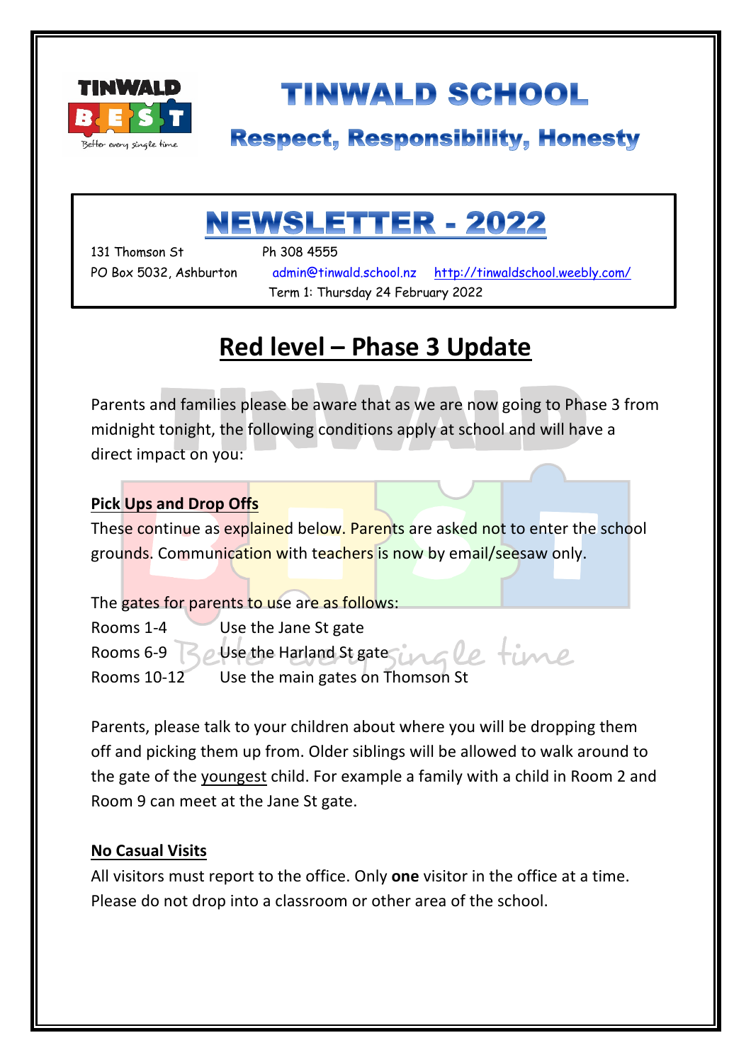# TINWALD SCHOOL

## Respect, Responsibility, Honesty

# NEWSLETTER - 2022

131 Thomson St  
PO Box 5032, Ashburton

Ph 308 4555  
admin@tinwald.school.nz  http://tinwaldschool.weebly.com/

Term 1: Thursday 24 February 2022

## Red level – Phase 3 Update

Parents and families please be aware that as we are now going to Phase 3 from midnight tonight, the following conditions apply at school and will have a direct impact on you:

**Pick Ups and Drop Offs**

These continue as explained below. Parents are asked not to enter the school grounds. Communication with teachers is now by email/seesaw only.

The gates for parents to use are as follows:

| | |
|---|---|
| Rooms 1-4 | Use the Jane St gate |
| Rooms 6-9 | Use the Harland St gate |
| Rooms 10-12 | Use the main gates on Thomson St |

Parents, please talk to your children about where you will be dropping them off and picking them up from. Older siblings will be allowed to walk around to the gate of the youngest child. For example a family with a child in Room 2 and Room 9 can meet at the Jane St gate.

**No Casual Visits**

All visitors must report to the office. Only **one** visitor in the office at a time. Please do not drop into a classroom or other area of the school.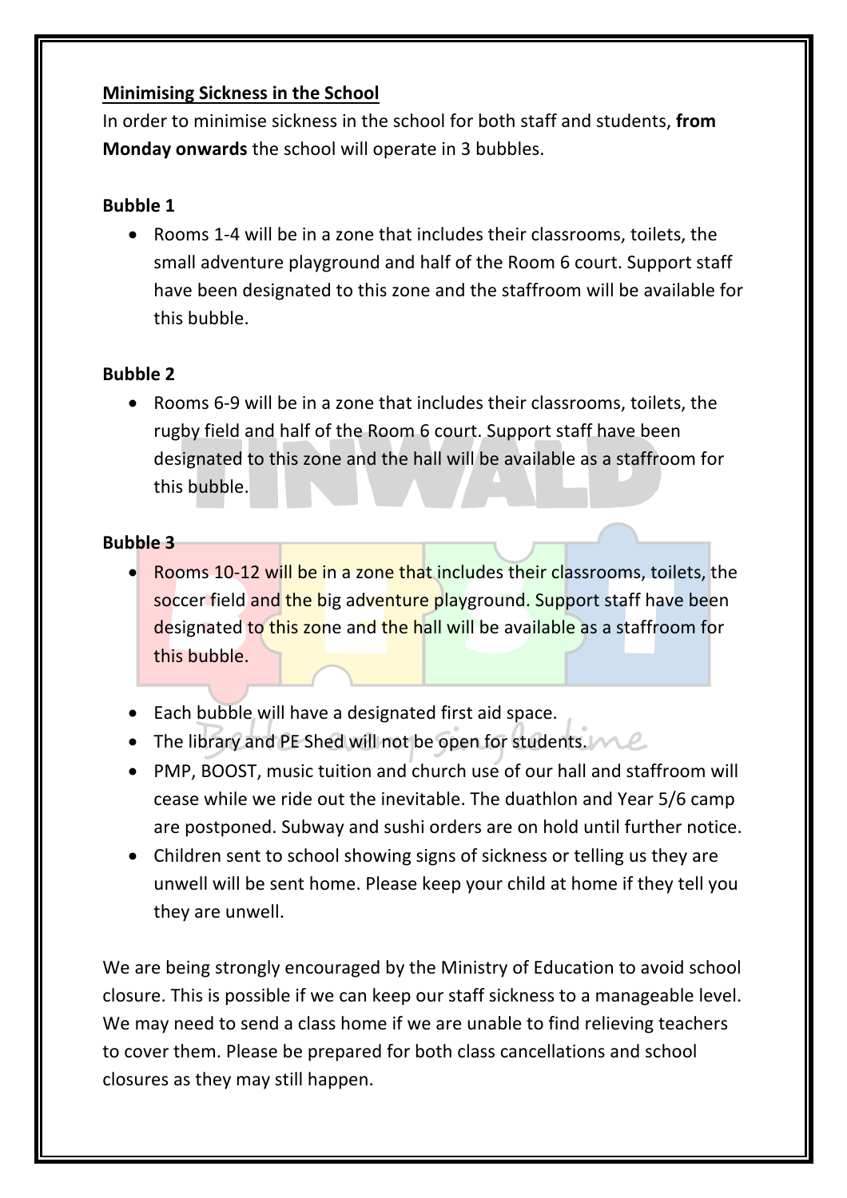**<u>Minimising Sickness in the School</u>**

In order to minimise sickness in the school for both staff and students, **from Monday onwards** the school will operate in 3 bubbles.

**Bubble 1**

- Rooms 1-4 will be in a zone that includes their classrooms, toilets, the small adventure playground and half of the Room 6 court. Support staff have been designated to this zone and the staffroom will be available for this bubble.

**Bubble 2**

- Rooms 6-9 will be in a zone that includes their classrooms, toilets, the rugby field and half of the Room 6 court. Support staff have been designated to this zone and the hall will be available as a staffroom for this bubble.

**Bubble 3**

- Rooms 10-12 will be in a zone that includes their classrooms, toilets, the soccer field and the big adventure playground. Support staff have been designated to this zone and the hall will be available as a staffroom for this bubble.

- Each bubble will have a designated first aid space.
- The library and PE Shed will not be open for students.
- PMP, BOOST, music tuition and church use of our hall and staffroom will cease while we ride out the inevitable. The duathlon and Year 5/6 camp are postponed. Subway and sushi orders are on hold until further notice.
- Children sent to school showing signs of sickness or telling us they are unwell will be sent home. Please keep your child at home if they tell you they are unwell.

We are being strongly encouraged by the Ministry of Education to avoid school closure. This is possible if we can keep our staff sickness to a manageable level. We may need to send a class home if we are unable to find relieving teachers to cover them. Please be prepared for both class cancellations and school closures as they may still happen.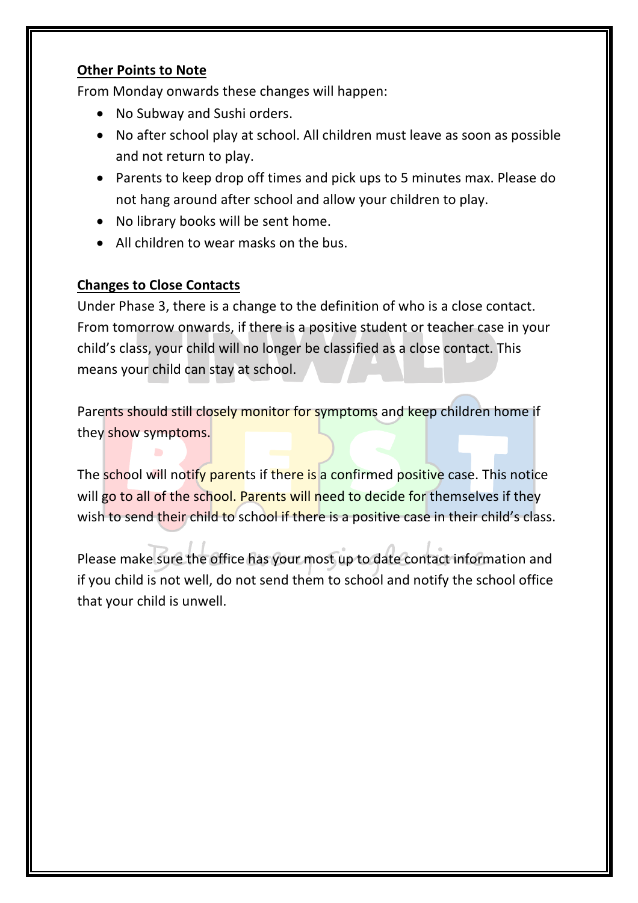**Other Points to Note**

From Monday onwards these changes will happen:

- No Subway and Sushi orders.
- No after school play at school. All children must leave as soon as possible and not return to play.
- Parents to keep drop off times and pick ups to 5 minutes max. Please do not hang around after school and allow your children to play.
- No library books will be sent home.
- All children to wear masks on the bus.

**Changes to Close Contacts**

Under Phase 3, there is a change to the definition of who is a close contact. From tomorrow onwards, if there is a positive student or teacher case in your child's class, your child will no longer be classified as a close contact. This means your child can stay at school.

Parents should still closely monitor for symptoms and keep children home if they show symptoms.

The school will notify parents if there is a confirmed positive case. This notice will go to all of the school. Parents will need to decide for themselves if they wish to send their child to school if there is a positive case in their child's class.

Please make sure the office has your most up to date contact information and if you child is not well, do not send them to school and notify the school office that your child is unwell.